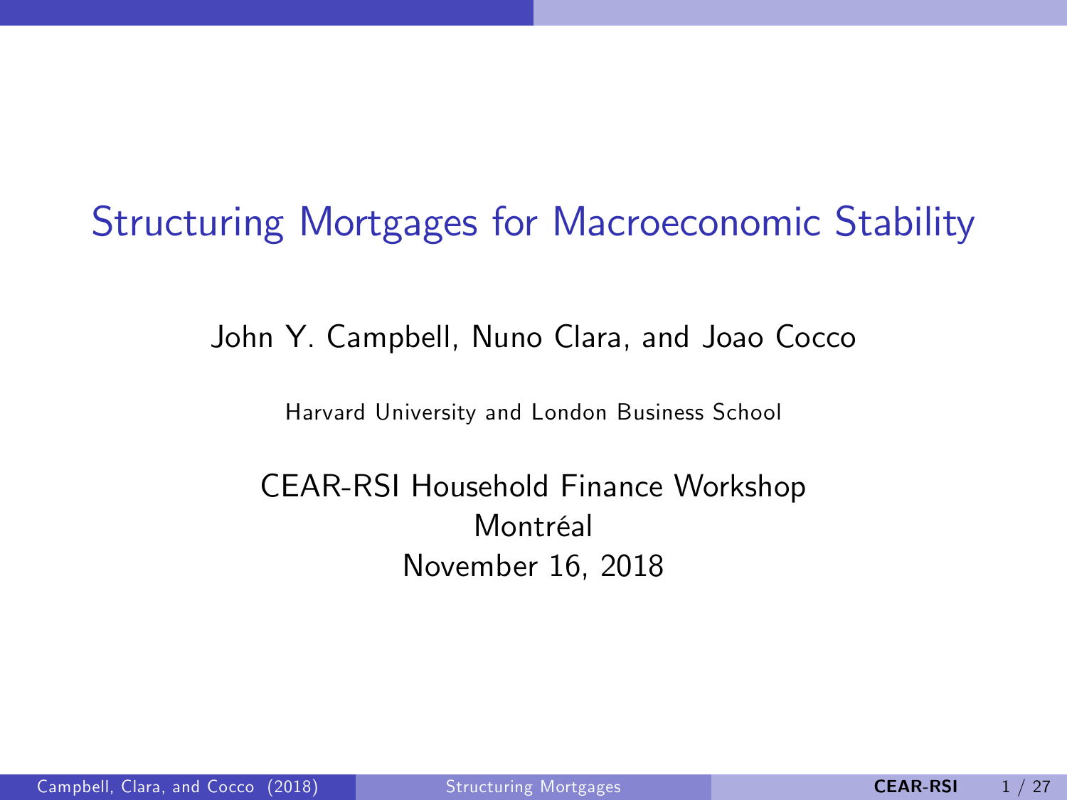# Structuring Mortgages for Macroeconomic Stability

John Y. Campbell, Nuno Clara, and Joao Cocco

Harvard University and London Business School

CEAR-RSI Household Finance Workshop
Montréal
November 16, 2018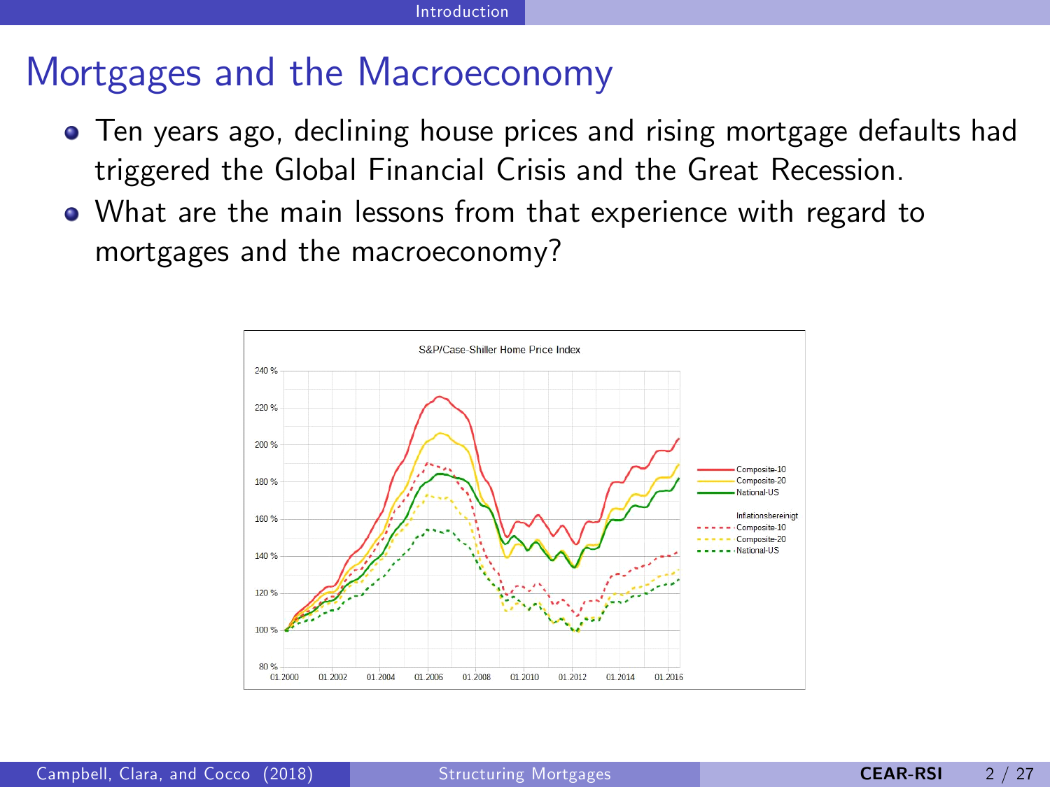# Mortgages and the Macroeconomy

- Ten years ago, declining house prices and rising mortgage defaults had triggered the Global Financial Crisis and the Great Recession.
- What are the main lessons from that experience with regard to mortgages and the macroeconomy?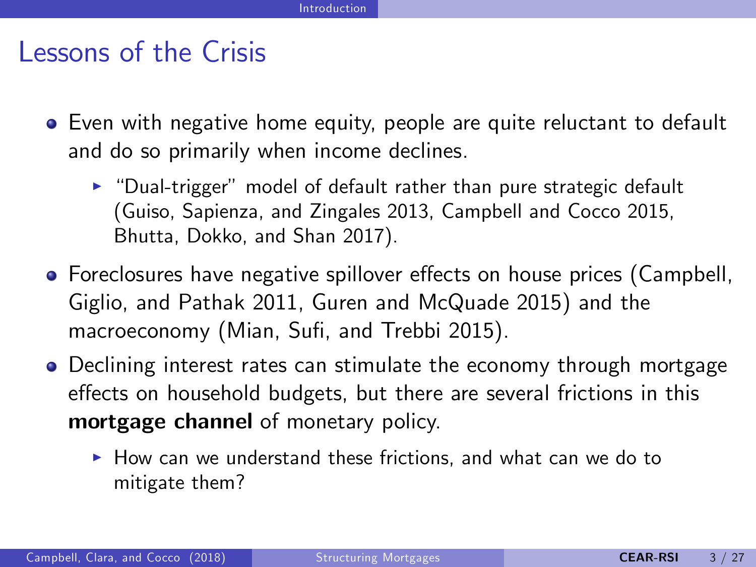# Lessons of the Crisis

- Even with negative home equity, people are quite reluctant to default and do so primarily when income declines.
  - "Dual-trigger" model of default rather than pure strategic default (Guiso, Sapienza, and Zingales 2013, Campbell and Cocco 2015, Bhutta, Dokko, and Shan 2017).
- Foreclosures have negative spillover effects on house prices (Campbell, Giglio, and Pathak 2011, Guren and McQuade 2015) and the macroeconomy (Mian, Sufi, and Trebbi 2015).
- Declining interest rates can stimulate the economy through mortgage effects on household budgets, but there are several frictions in this **mortgage channel** of monetary policy.
  - How can we understand these frictions, and what can we do to mitigate them?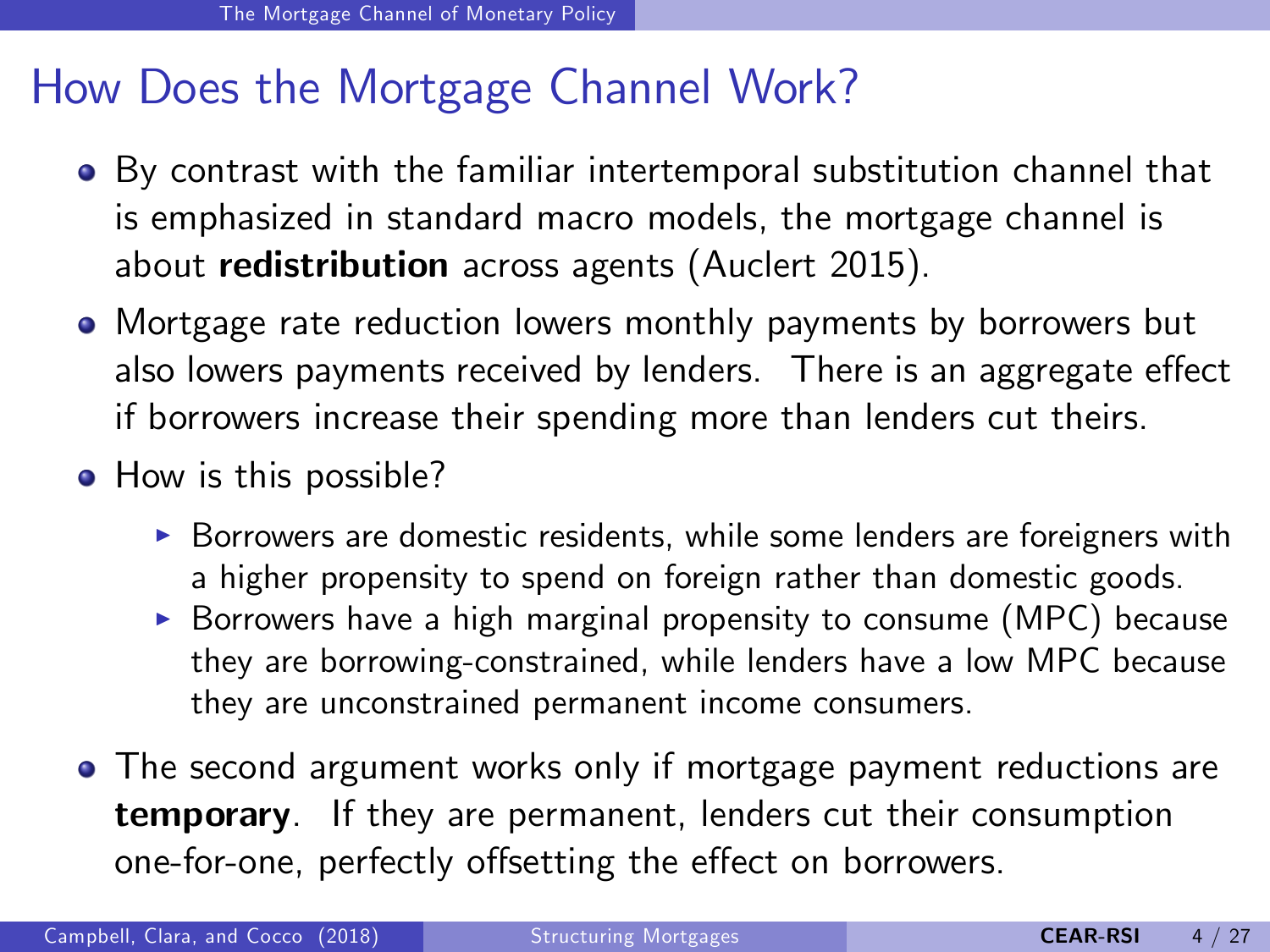# How Does the Mortgage Channel Work?

- By contrast with the familiar intertemporal substitution channel that is emphasized in standard macro models, the mortgage channel is about **redistribution** across agents (Auclert 2015).
- Mortgage rate reduction lowers monthly payments by borrowers but also lowers payments received by lenders. There is an aggregate effect if borrowers increase their spending more than lenders cut theirs.
- How is this possible?
  - Borrowers are domestic residents, while some lenders are foreigners with a higher propensity to spend on foreign rather than domestic goods.
  - Borrowers have a high marginal propensity to consume (MPC) because they are borrowing-constrained, while lenders have a low MPC because they are unconstrained permanent income consumers.
- The second argument works only if mortgage payment reductions are **temporary**. If they are permanent, lenders cut their consumption one-for-one, perfectly offsetting the effect on borrowers.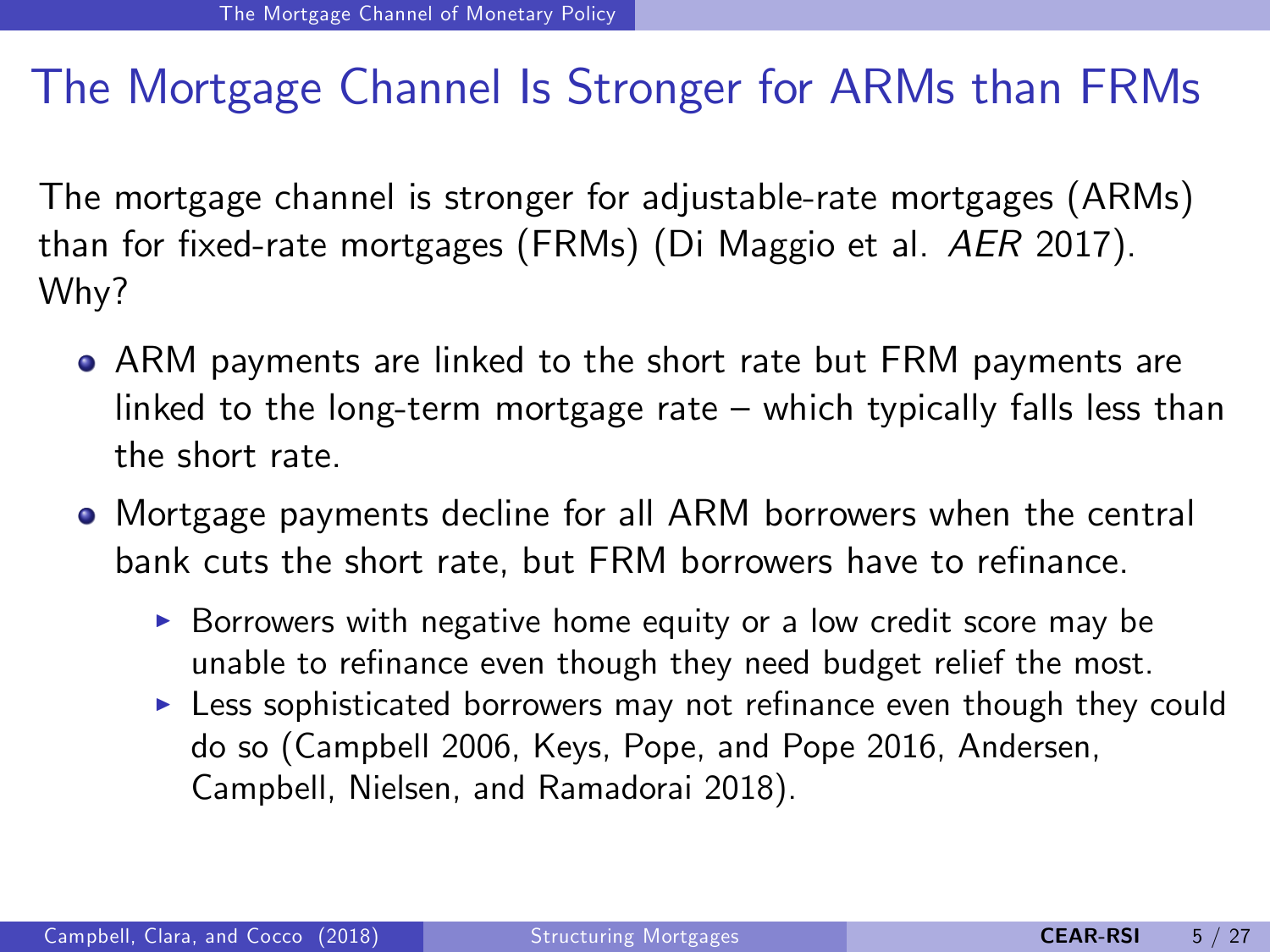# The Mortgage Channel Is Stronger for ARMs than FRMs

The mortgage channel is stronger for adjustable-rate mortgages (ARMs) than for fixed-rate mortgages (FRMs) (Di Maggio et al. *AER* 2017). Why?

- ARM payments are linked to the short rate but FRM payments are linked to the long-term mortgage rate – which typically falls less than the short rate.
- Mortgage payments decline for all ARM borrowers when the central bank cuts the short rate, but FRM borrowers have to refinance.
  - Borrowers with negative home equity or a low credit score may be unable to refinance even though they need budget relief the most.
  - Less sophisticated borrowers may not refinance even though they could do so (Campbell 2006, Keys, Pope, and Pope 2016, Andersen, Campbell, Nielsen, and Ramadorai 2018).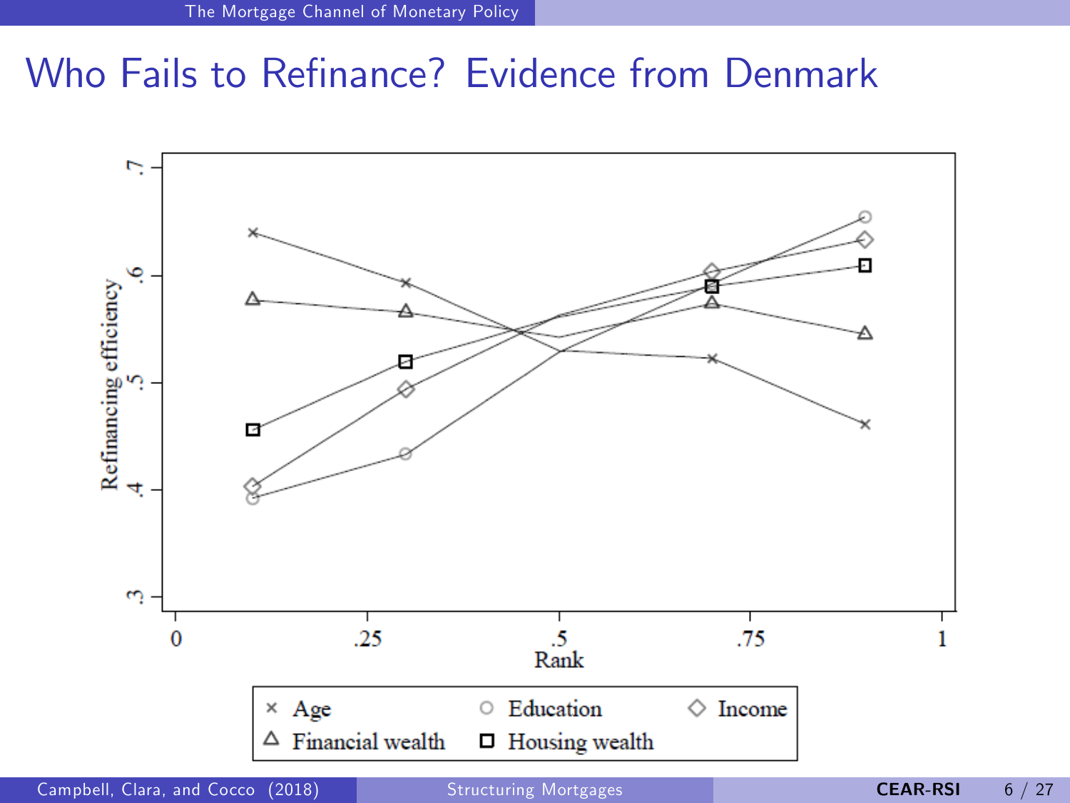# Who Fails to Refinance? Evidence from Denmark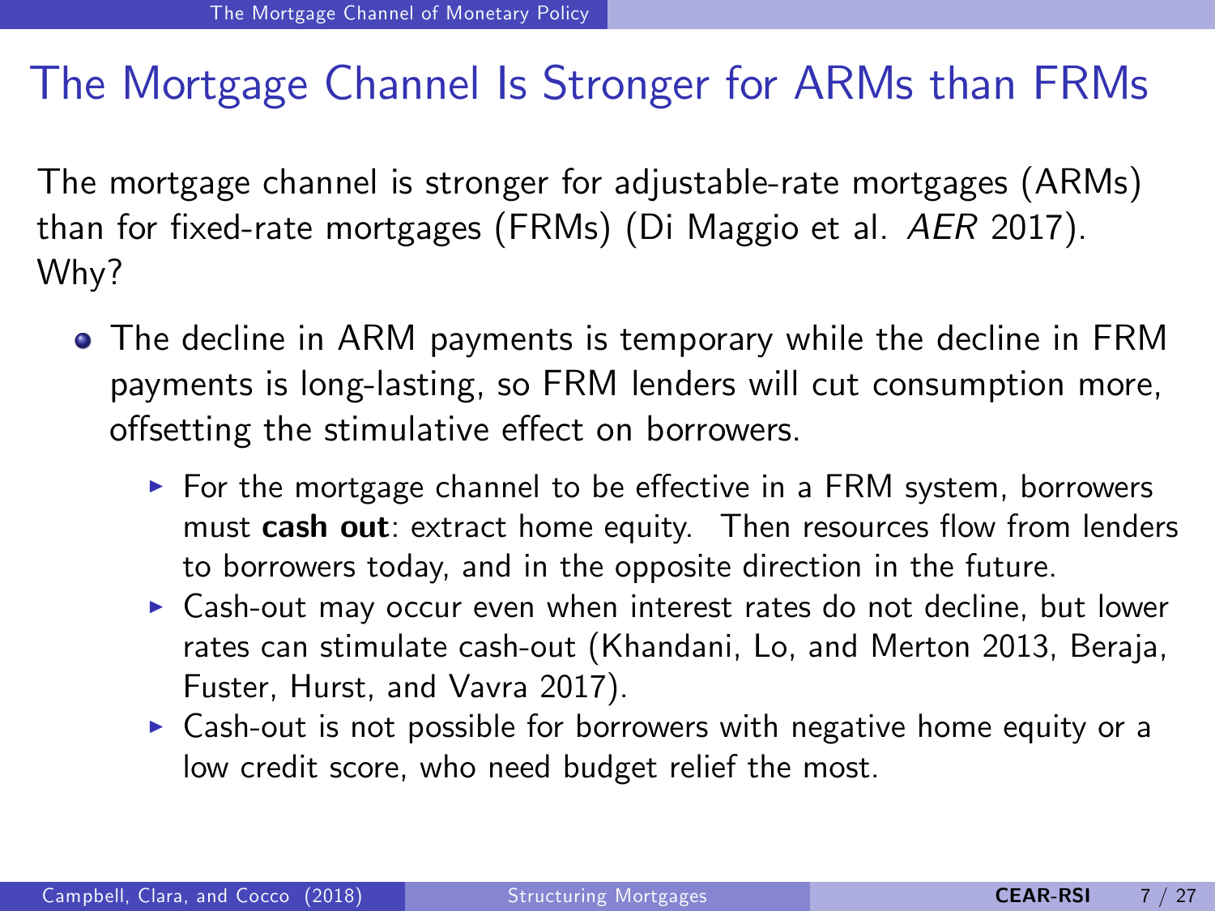# The Mortgage Channel Is Stronger for ARMs than FRMs

The mortgage channel is stronger for adjustable-rate mortgages (ARMs) than for fixed-rate mortgages (FRMs) (Di Maggio et al. *AER* 2017). Why?

- The decline in ARM payments is temporary while the decline in FRM payments is long-lasting, so FRM lenders will cut consumption more, offsetting the stimulative effect on borrowers.
  - For the mortgage channel to be effective in a FRM system, borrowers must **cash out**: extract home equity. Then resources flow from lenders to borrowers today, and in the opposite direction in the future.
  - Cash-out may occur even when interest rates do not decline, but lower rates can stimulate cash-out (Khandani, Lo, and Merton 2013, Beraja, Fuster, Hurst, and Vavra 2017).
  - Cash-out is not possible for borrowers with negative home equity or a low credit score, who need budget relief the most.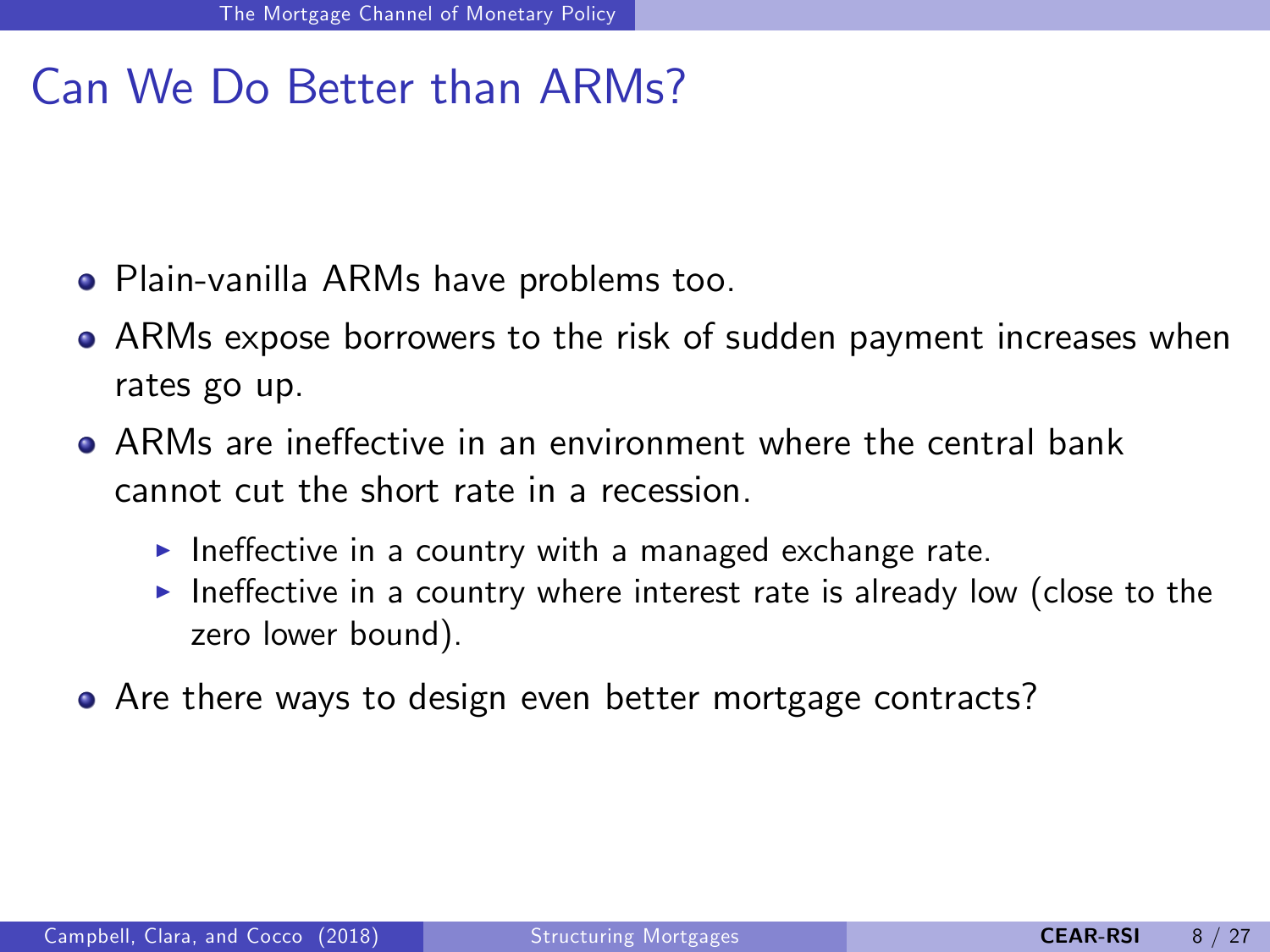# Can We Do Better than ARMs?

- Plain-vanilla ARMs have problems too.
- ARMs expose borrowers to the risk of sudden payment increases when rates go up.
- ARMs are ineffective in an environment where the central bank cannot cut the short rate in a recession.
  - Ineffective in a country with a managed exchange rate.
  - Ineffective in a country where interest rate is already low (close to the zero lower bound).
- Are there ways to design even better mortgage contracts?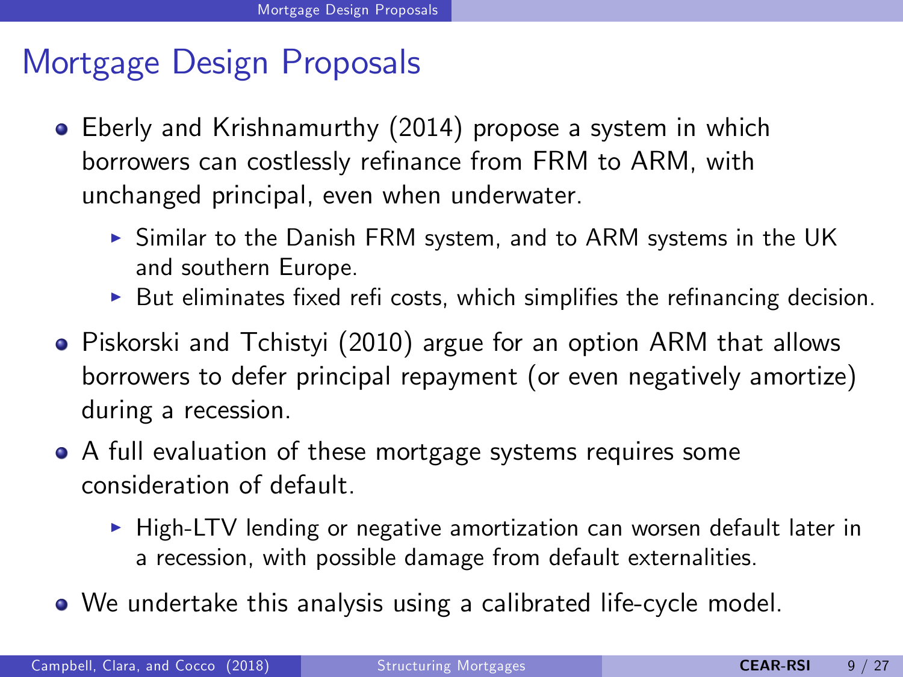# Mortgage Design Proposals

- Eberly and Krishnamurthy (2014) propose a system in which borrowers can costlessly refinance from FRM to ARM, with unchanged principal, even when underwater.
  - Similar to the Danish FRM system, and to ARM systems in the UK and southern Europe.
  - But eliminates fixed refi costs, which simplifies the refinancing decision.
- Piskorski and Tchistyi (2010) argue for an option ARM that allows borrowers to defer principal repayment (or even negatively amortize) during a recession.
- A full evaluation of these mortgage systems requires some consideration of default.
  - High-LTV lending or negative amortization can worsen default later in a recession, with possible damage from default externalities.
- We undertake this analysis using a calibrated life-cycle model.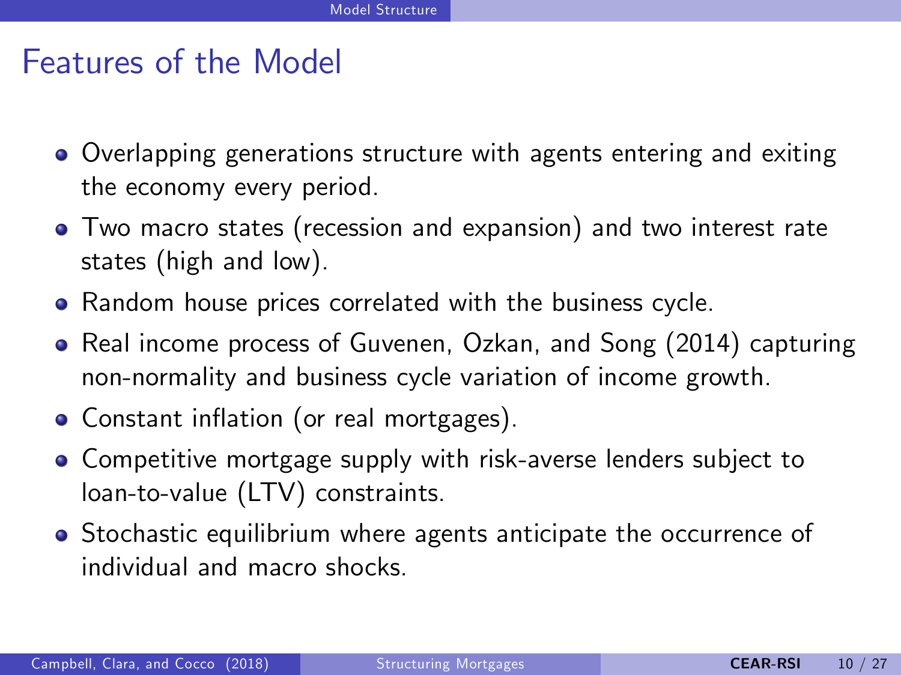# Features of the Model

- Overlapping generations structure with agents entering and exiting the economy every period.
- Two macro states (recession and expansion) and two interest rate states (high and low).
- Random house prices correlated with the business cycle.
- Real income process of Guvenen, Ozkan, and Song (2014) capturing non-normality and business cycle variation of income growth.
- Constant inflation (or real mortgages).
- Competitive mortgage supply with risk-averse lenders subject to loan-to-value (LTV) constraints.
- Stochastic equilibrium where agents anticipate the occurrence of individual and macro shocks.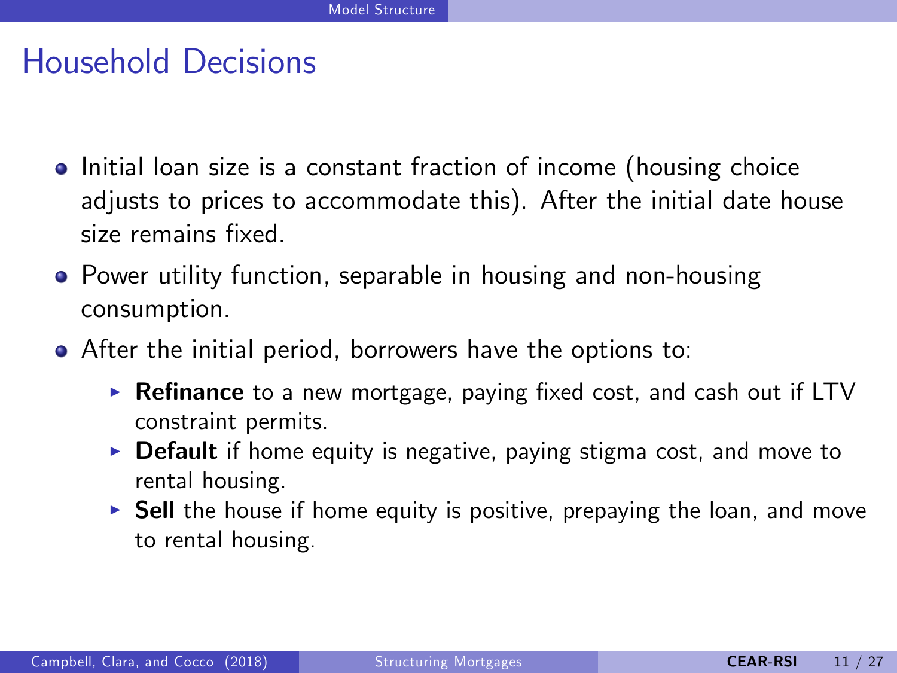# Household Decisions

- Initial loan size is a constant fraction of income (housing choice adjusts to prices to accommodate this). After the initial date house size remains fixed.
- Power utility function, separable in housing and non-housing consumption.
- After the initial period, borrowers have the options to:
  - **Refinance** to a new mortgage, paying fixed cost, and cash out if LTV constraint permits.
  - **Default** if home equity is negative, paying stigma cost, and move to rental housing.
  - **Sell** the house if home equity is positive, prepaying the loan, and move to rental housing.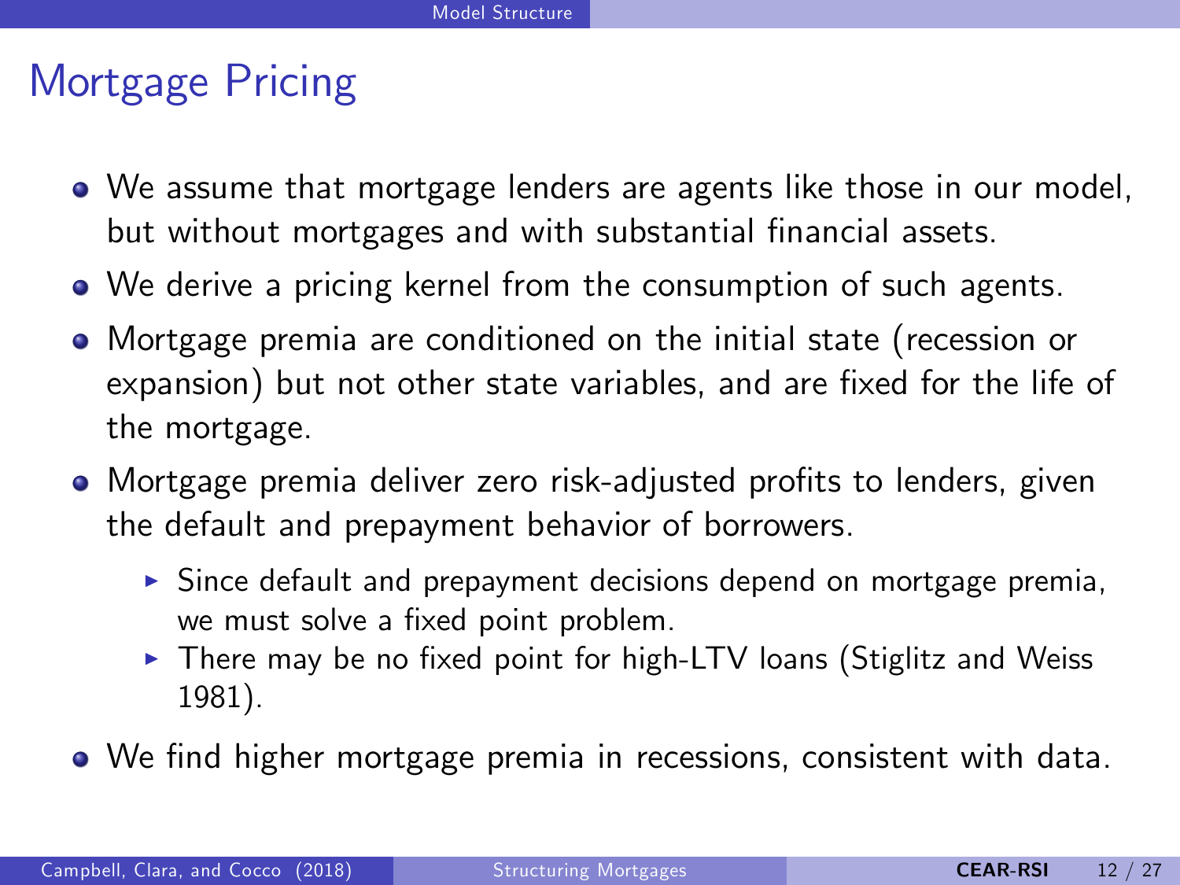## Mortgage Pricing

- We assume that mortgage lenders are agents like those in our model, but without mortgages and with substantial financial assets.
- We derive a pricing kernel from the consumption of such agents.
- Mortgage premia are conditioned on the initial state (recession or expansion) but not other state variables, and are fixed for the life of the mortgage.
- Mortgage premia deliver zero risk-adjusted profits to lenders, given the default and prepayment behavior of borrowers.
  - Since default and prepayment decisions depend on mortgage premia, we must solve a fixed point problem.
  - There may be no fixed point for high-LTV loans (Stiglitz and Weiss 1981).
- We find higher mortgage premia in recessions, consistent with data.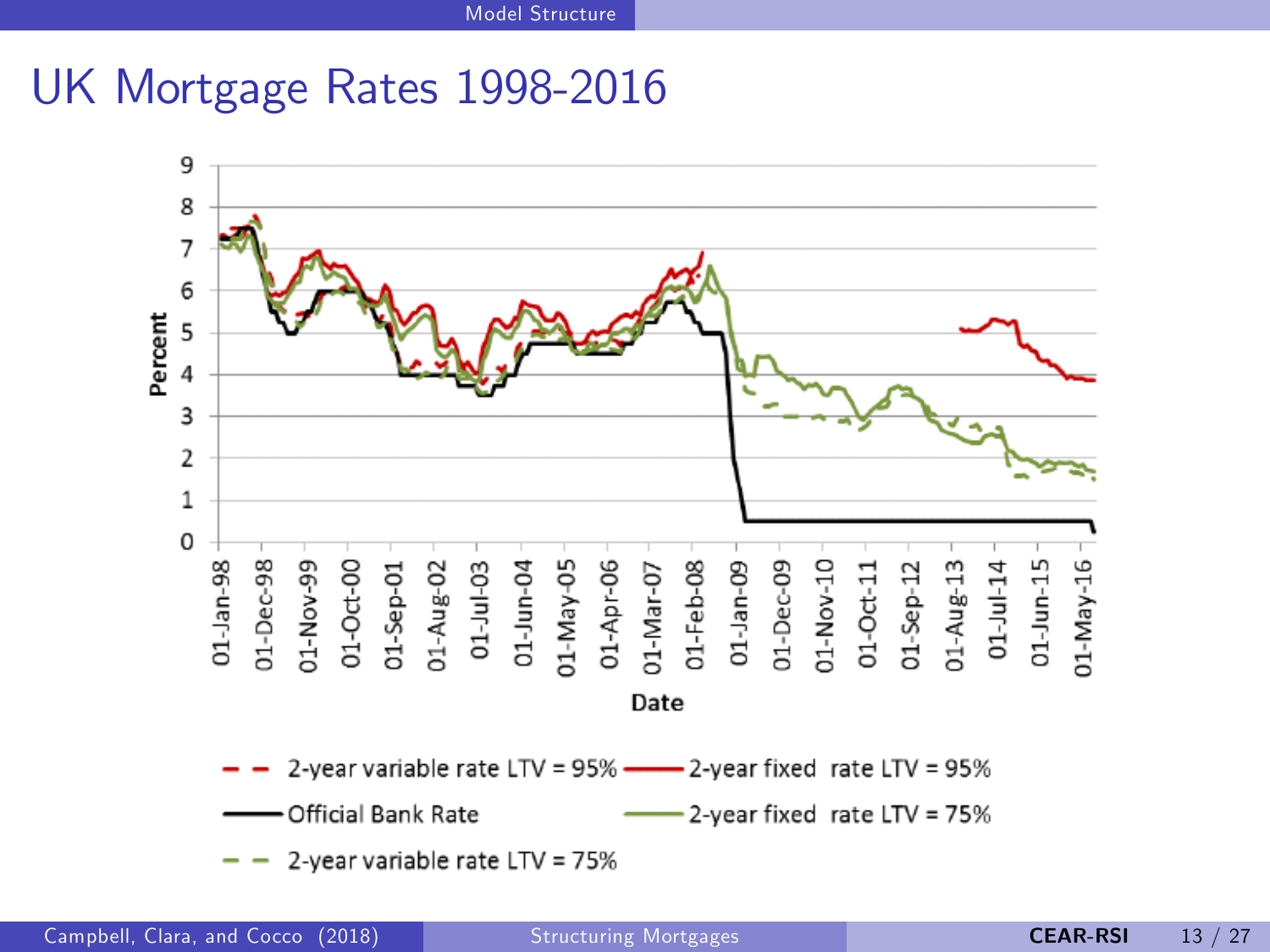# UK Mortgage Rates 1998-2016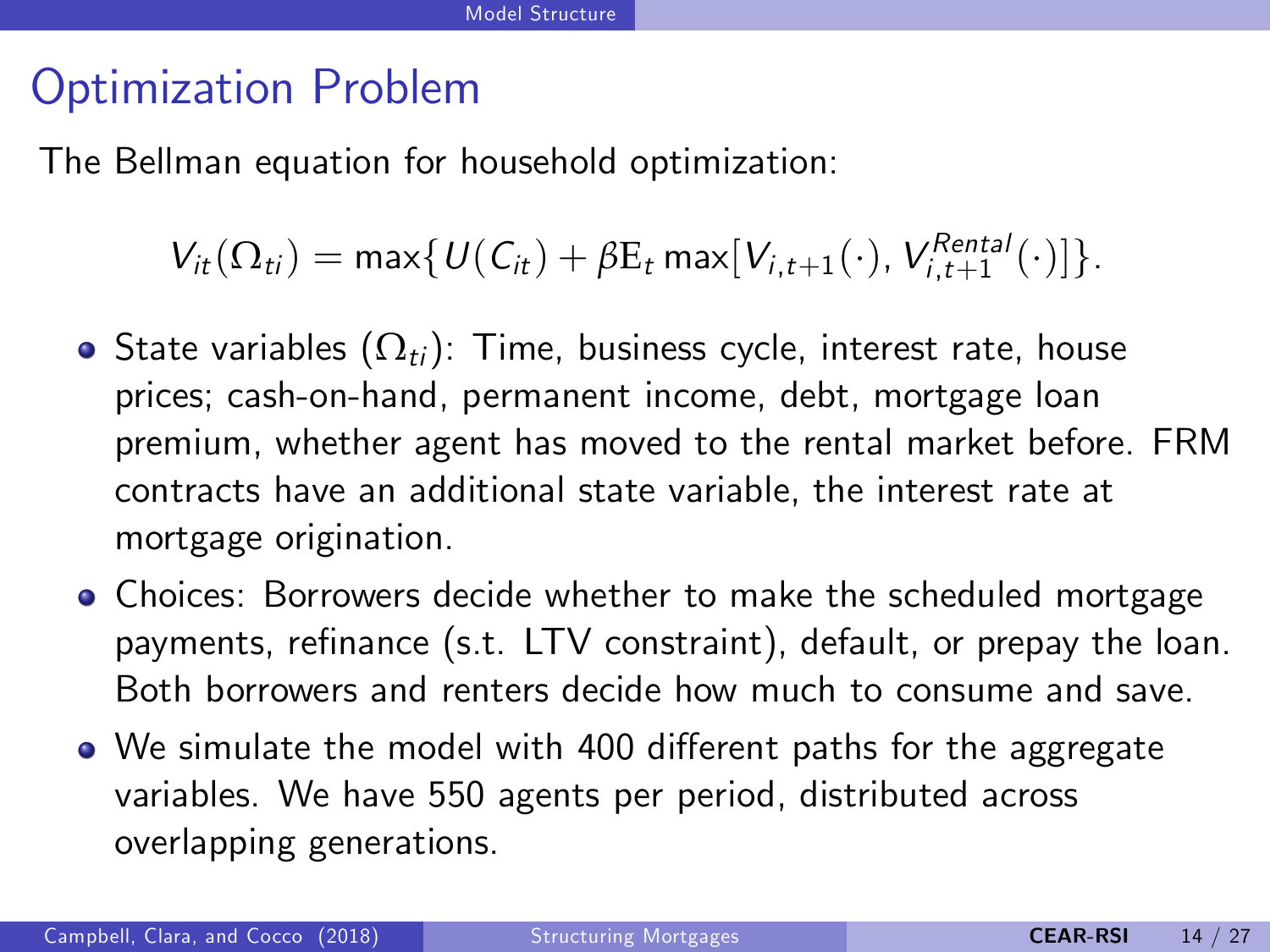# Optimization Problem

The Bellman equation for household optimization:

$$V_{it}(\Omega_{ti}) = \max\{U(C_{it}) + \beta \mathrm{E}_t \max[V_{i,t+1}(\cdot), V_{i,t+1}^{Rental}(\cdot)]\}.$$

- State variables ($\Omega_{ti}$): Time, business cycle, interest rate, house prices; cash-on-hand, permanent income, debt, mortgage loan premium, whether agent has moved to the rental market before. FRM contracts have an additional state variable, the interest rate at mortgage origination.
- Choices: Borrowers decide whether to make the scheduled mortgage payments, refinance (s.t. LTV constraint), default, or prepay the loan. Both borrowers and renters decide how much to consume and save.
- We simulate the model with 400 different paths for the aggregate variables. We have 550 agents per period, distributed across overlapping generations.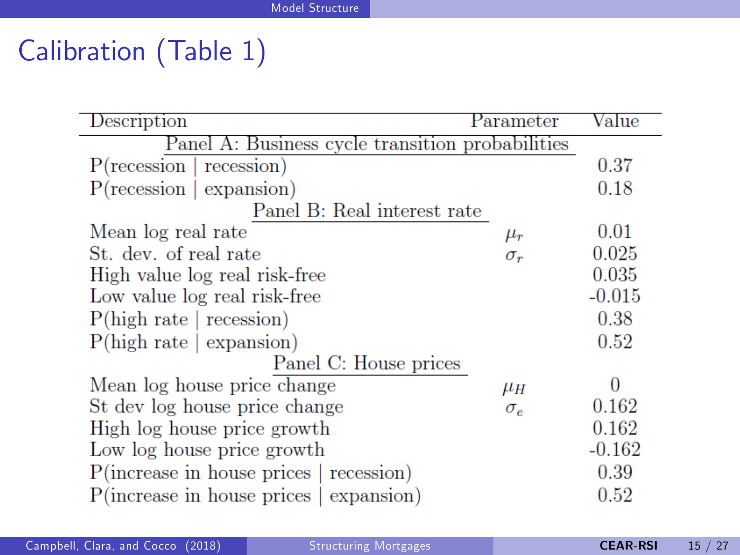# Calibration (Table 1)

| Description | Parameter | Value |
|---|---|---|
| Panel A: Business cycle transition probabilities | | |
| P(recession \| recession) | | 0.37 |
| P(recession \| expansion) | | 0.18 |
| Panel B: Real interest rate | | |
| Mean log real rate | $\mu_r$ | 0.01 |
| St. dev. of real rate | $\sigma_r$ | 0.025 |
| High value log real risk-free | | 0.035 |
| Low value log real risk-free | | -0.015 |
| P(high rate \| recession) | | 0.38 |
| P(high rate \| expansion) | | 0.52 |
| Panel C: House prices | | |
| Mean log house price change | $\mu_H$ | 0 |
| St dev log house price change | $\sigma_e$ | 0.162 |
| High log house price growth | | 0.162 |
| Low log house price growth | | -0.162 |
| P(increase in house prices \| recession) | | 0.39 |
| P(increase in house prices \| expansion) | | 0.52 |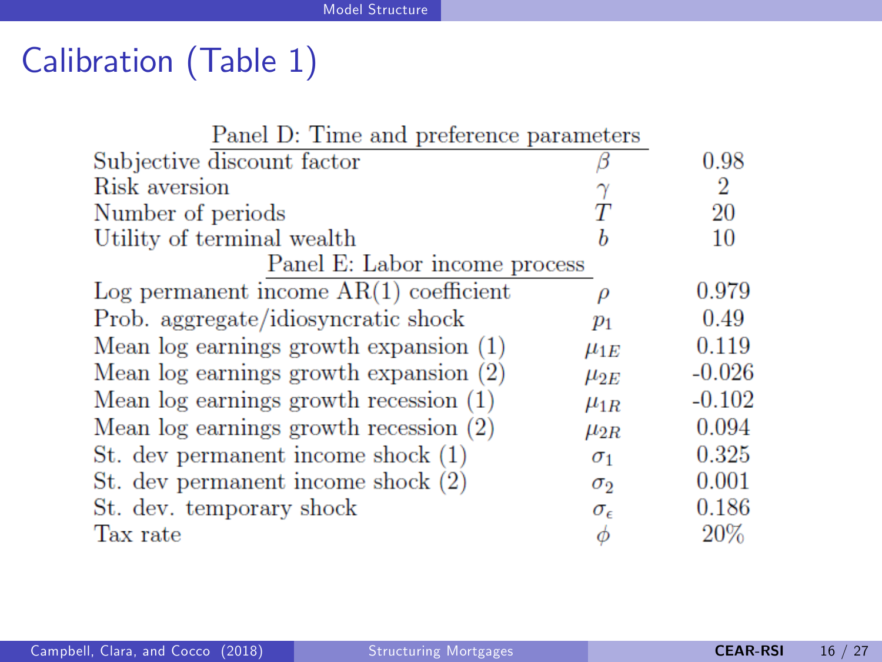# Calibration (Table 1)

| Panel D: Time and preference parameters | | |
|---|---|---|
| Subjective discount factor | $\beta$ | 0.98 |
| Risk aversion | $\gamma$ | 2 |
| Number of periods | $T$ | 20 |
| Utility of terminal wealth | $b$ | 10 |
| **Panel E: Labor income process** | | |
| Log permanent income AR(1) coefficient | $\rho$ | 0.979 |
| Prob. aggregate/idiosyncratic shock | $p_1$ | 0.49 |
| Mean log earnings growth expansion (1) | $\mu_{1E}$ | 0.119 |
| Mean log earnings growth expansion (2) | $\mu_{2E}$ | -0.026 |
| Mean log earnings growth recession (1) | $\mu_{1R}$ | -0.102 |
| Mean log earnings growth recession (2) | $\mu_{2R}$ | 0.094 |
| St. dev permanent income shock (1) | $\sigma_1$ | 0.325 |
| St. dev permanent income shock (2) | $\sigma_2$ | 0.001 |
| St. dev. temporary shock | $\sigma_\epsilon$ | 0.186 |
| Tax rate | $\phi$ | 20% |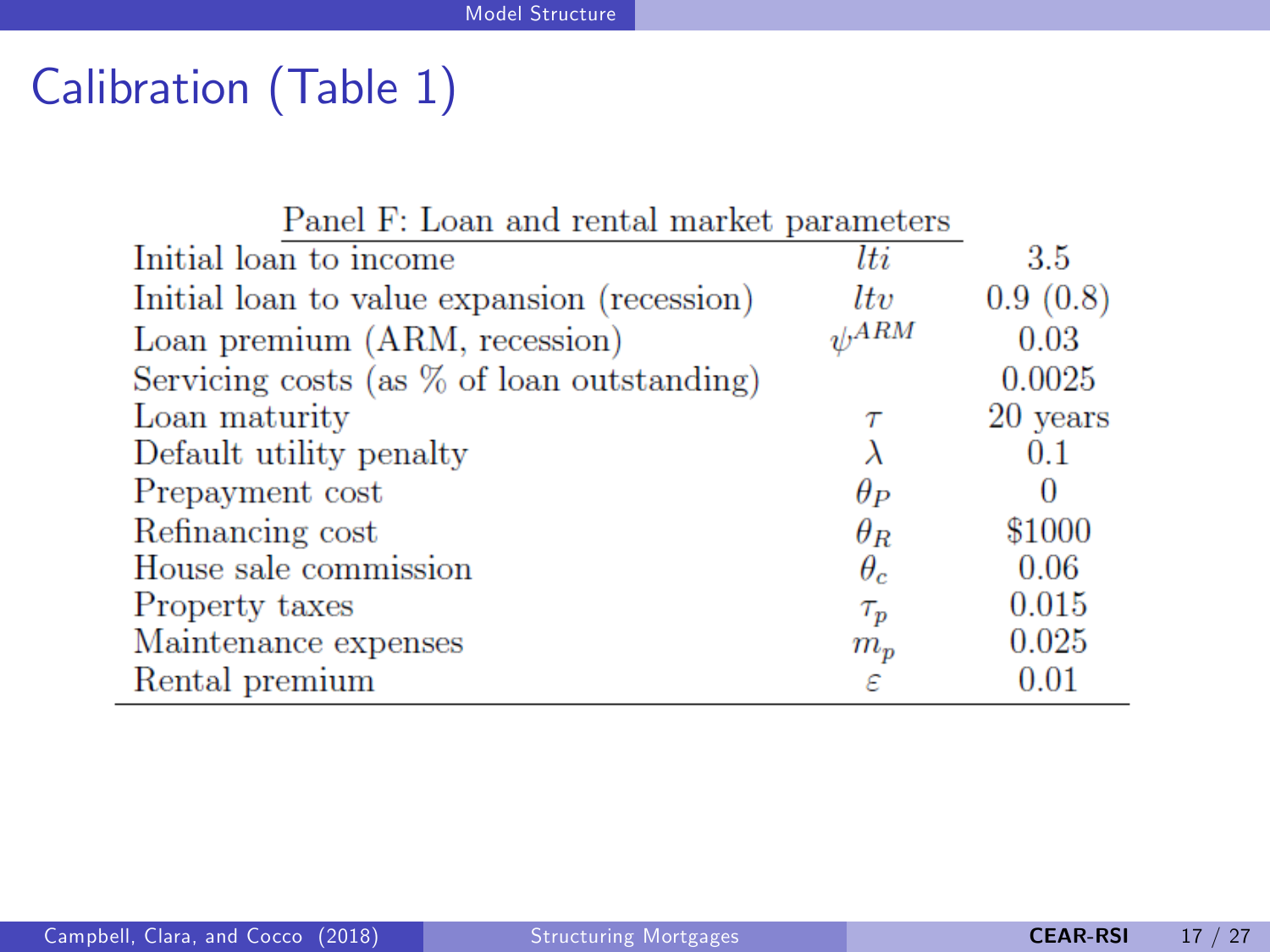# Calibration (Table 1)

| Panel F: Loan and rental market parameters | | |
|---|---|---|
| Initial loan to income | $lti$ | 3.5 |
| Initial loan to value expansion (recession) | $ltv$ | 0.9 (0.8) |
| Loan premium (ARM, recession) | $\psi^{ARM}$ | 0.03 |
| Servicing costs (as % of loan outstanding) | | 0.0025 |
| Loan maturity | $\tau$ | 20 years |
| Default utility penalty | $\lambda$ | 0.1 |
| Prepayment cost | $\theta_P$ | 0 |
| Refinancing cost | $\theta_R$ | $1000 |
| House sale commission | $\theta_c$ | 0.06 |
| Property taxes | $\tau_p$ | 0.015 |
| Maintenance expenses | $m_p$ | 0.025 |
| Rental premium | $\varepsilon$ | 0.01 |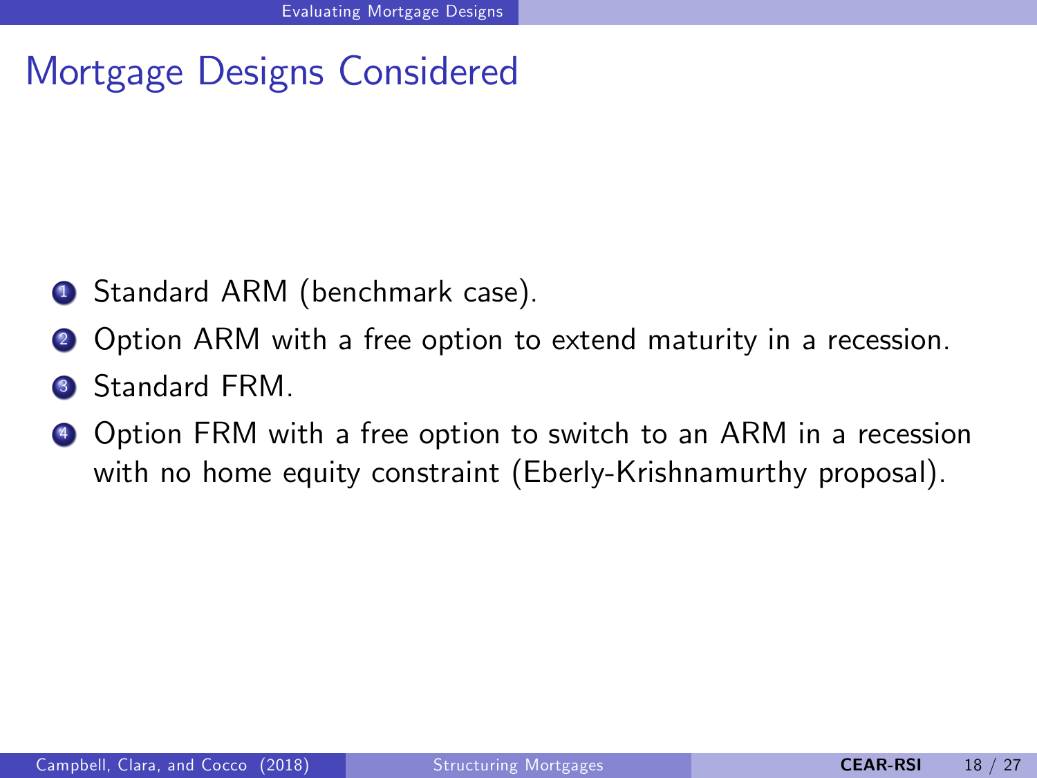# Mortgage Designs Considered

1. Standard ARM (benchmark case).
2. Option ARM with a free option to extend maturity in a recession.
3. Standard FRM.
4. Option FRM with a free option to switch to an ARM in a recession with no home equity constraint (Eberly-Krishnamurthy proposal).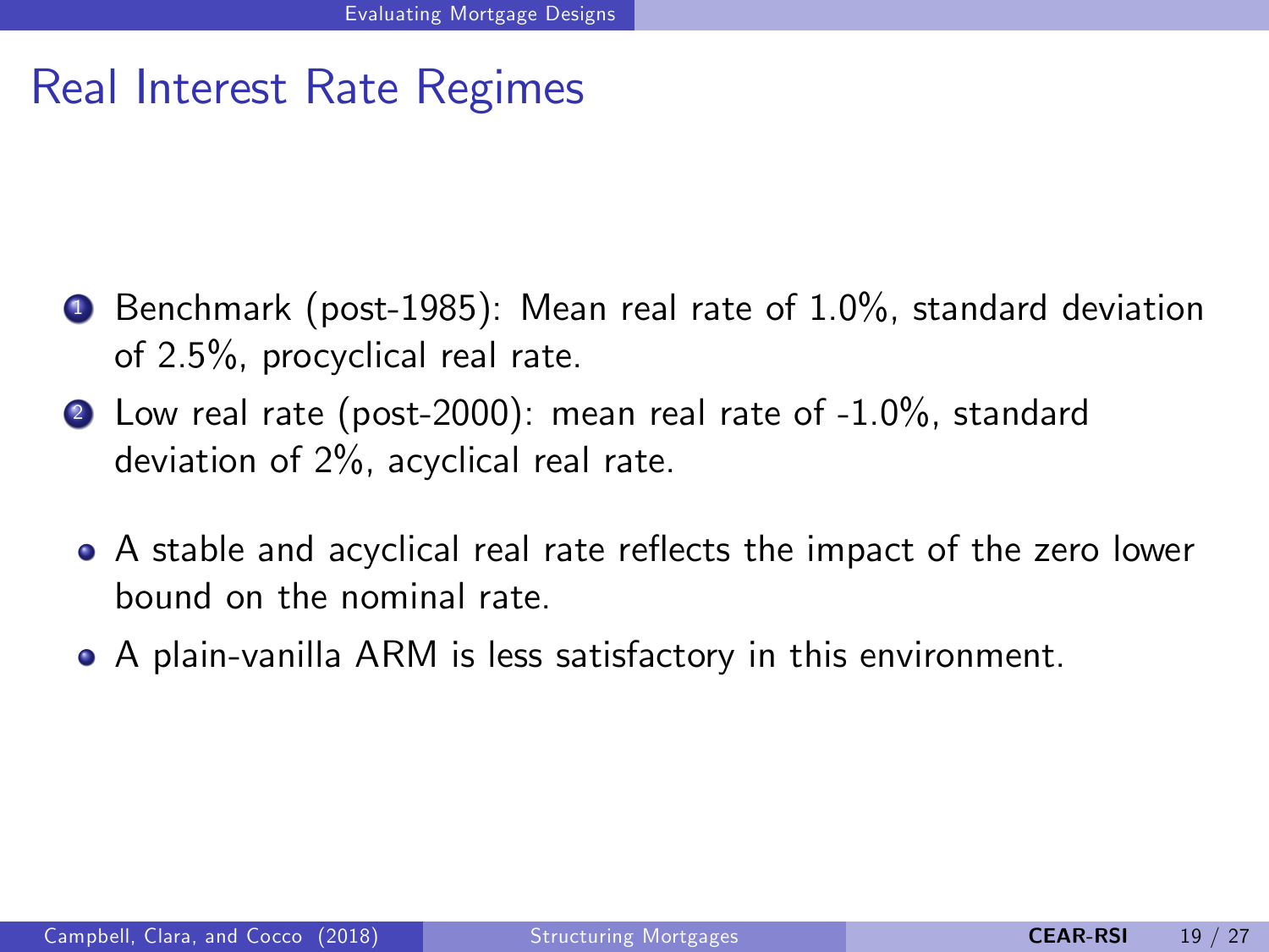# Real Interest Rate Regimes

1. Benchmark (post-1985): Mean real rate of 1.0%, standard deviation of 2.5%, procyclical real rate.
2. Low real rate (post-2000): mean real rate of -1.0%, standard deviation of 2%, acyclical real rate.

- A stable and acyclical real rate reflects the impact of the zero lower bound on the nominal rate.
- A plain-vanilla ARM is less satisfactory in this environment.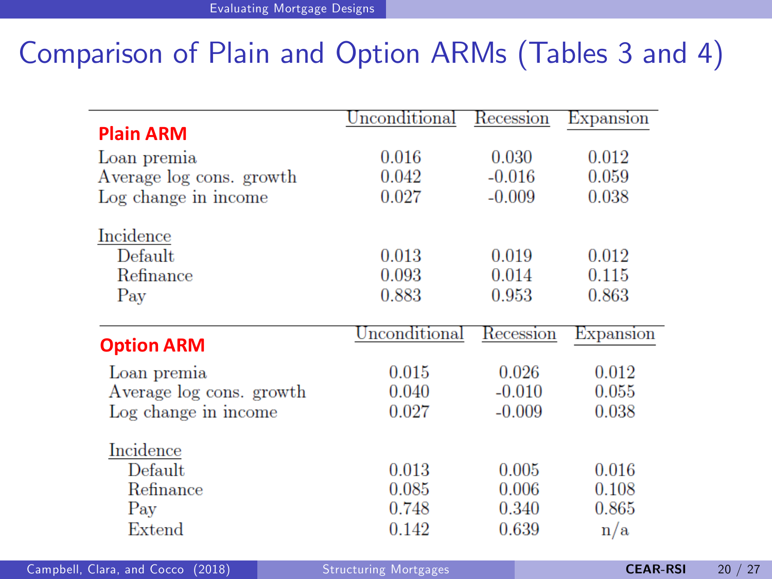# Comparison of Plain and Option ARMs (Tables 3 and 4)

| Plain ARM | Unconditional | Recession | Expansion |
|---|---|---|---|
| Loan premia | 0.016 | 0.030 | 0.012 |
| Average log cons. growth | 0.042 | -0.016 | 0.059 |
| Log change in income | 0.027 | -0.009 | 0.038 |
| Incidence | | | |
| Default | 0.013 | 0.019 | 0.012 |
| Refinance | 0.093 | 0.014 | 0.115 |
| Pay | 0.883 | 0.953 | 0.863 |

| Option ARM | Unconditional | Recession | Expansion |
|---|---|---|---|
| Loan premia | 0.015 | 0.026 | 0.012 |
| Average log cons. growth | 0.040 | -0.010 | 0.055 |
| Log change in income | 0.027 | -0.009 | 0.038 |
| Incidence | | | |
| Default | 0.013 | 0.005 | 0.016 |
| Refinance | 0.085 | 0.006 | 0.108 |
| Pay | 0.748 | 0.340 | 0.865 |
| Extend | 0.142 | 0.639 | n/a |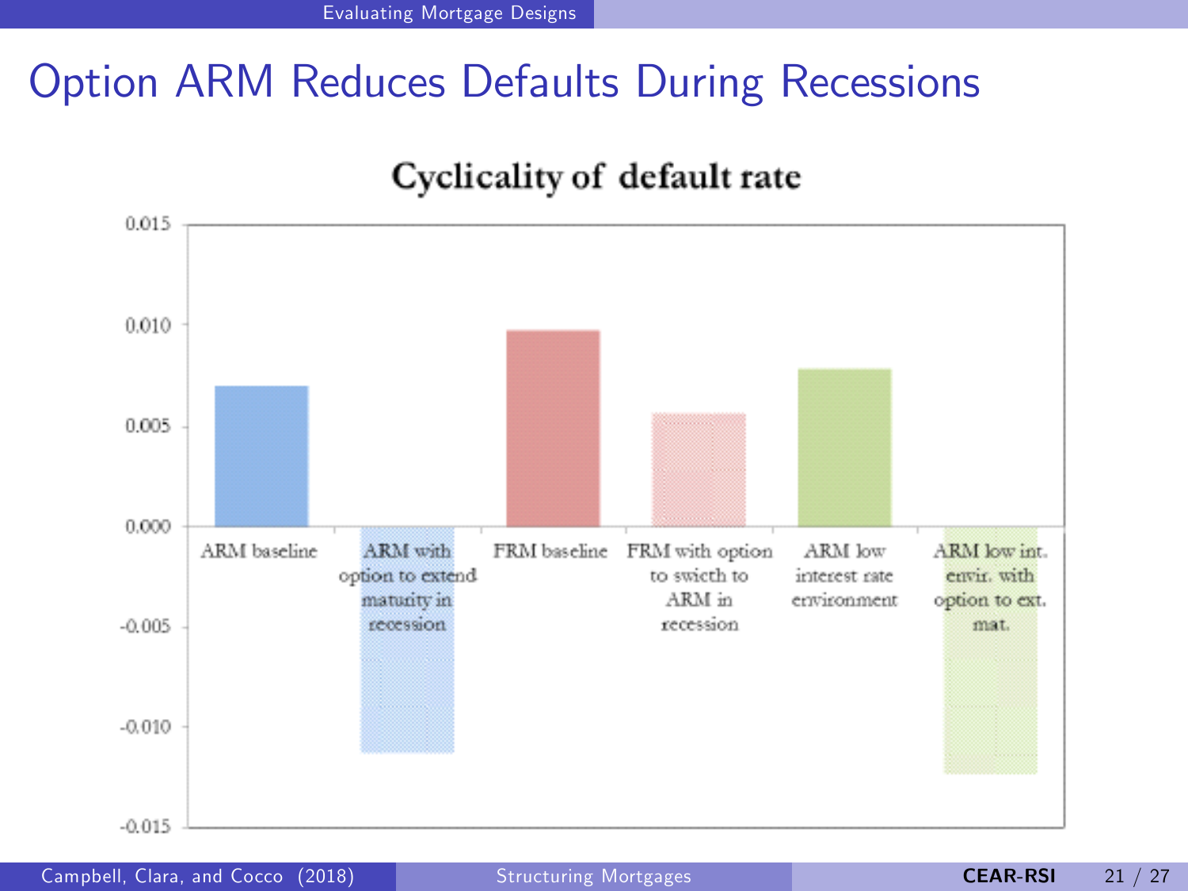# Option ARM Reduces Defaults During Recessions

**Cyclicality of default rate**

| Mortgage design | Cyclicality of default rate (approx.) |
|---|---|
| ARM baseline | 0.007 |
| ARM with option to extend maturity in recession | -0.0113 |
| FRM baseline | 0.0097 |
| FRM with option to swicth to ARM in recession | 0.0056 |
| ARM low interest rate environment | 0.0078 |
| ARM low int. envir. with option to ext. mat. | -0.0123 |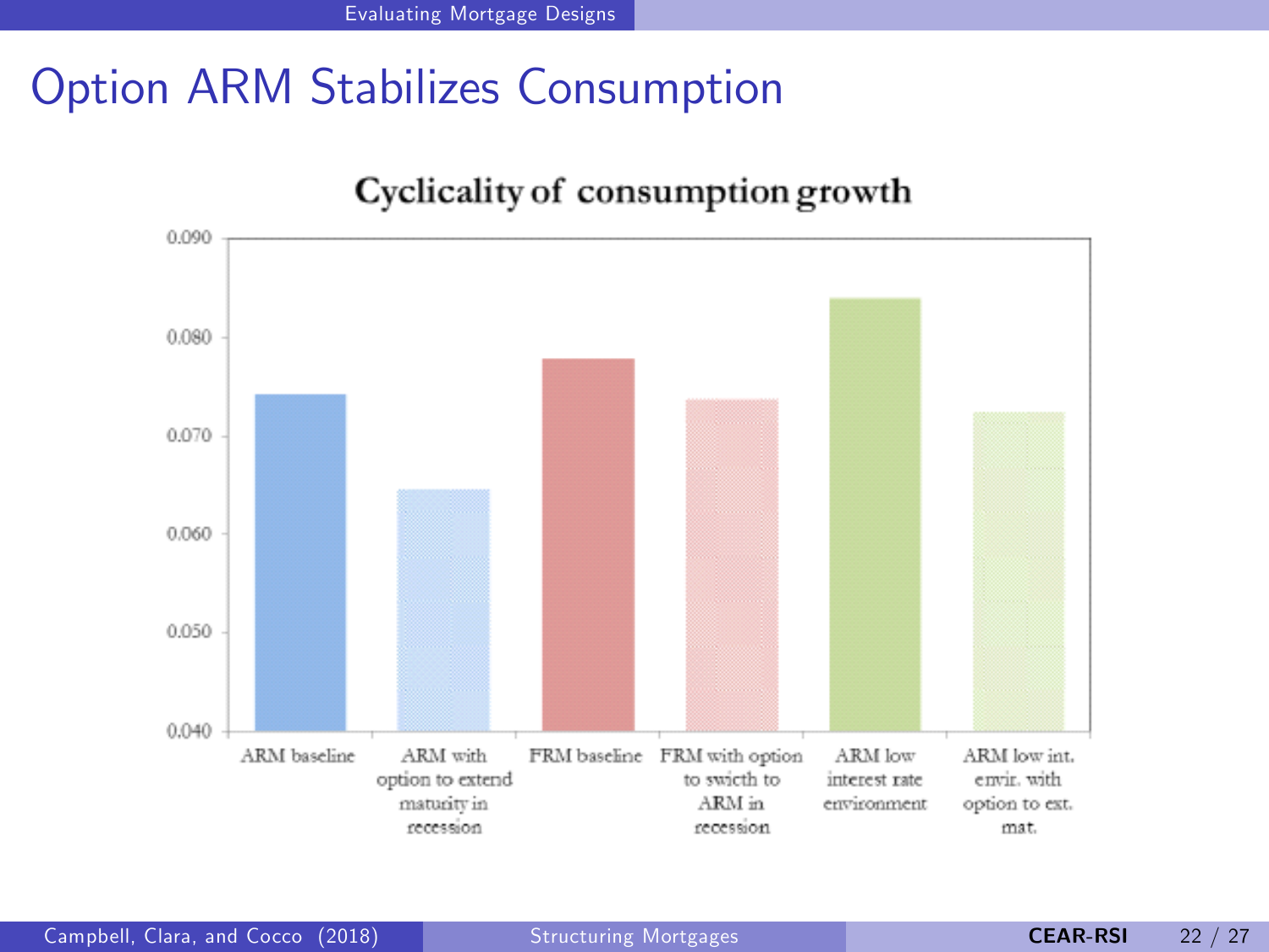# Option ARM Stabilizes Consumption

**Cyclicality of consumption growth**

| | Cyclicality of consumption growth |
|---|---|
| ARM baseline | 0.074 |
| ARM with option to extend maturity in recession | 0.065 |
| FRM baseline | 0.078 |
| FRM with option to swicth to ARM in recession | 0.074 |
| ARM low interest rate environment | 0.084 |
| ARM low int. envir. with option to ext. mat. | 0.072 |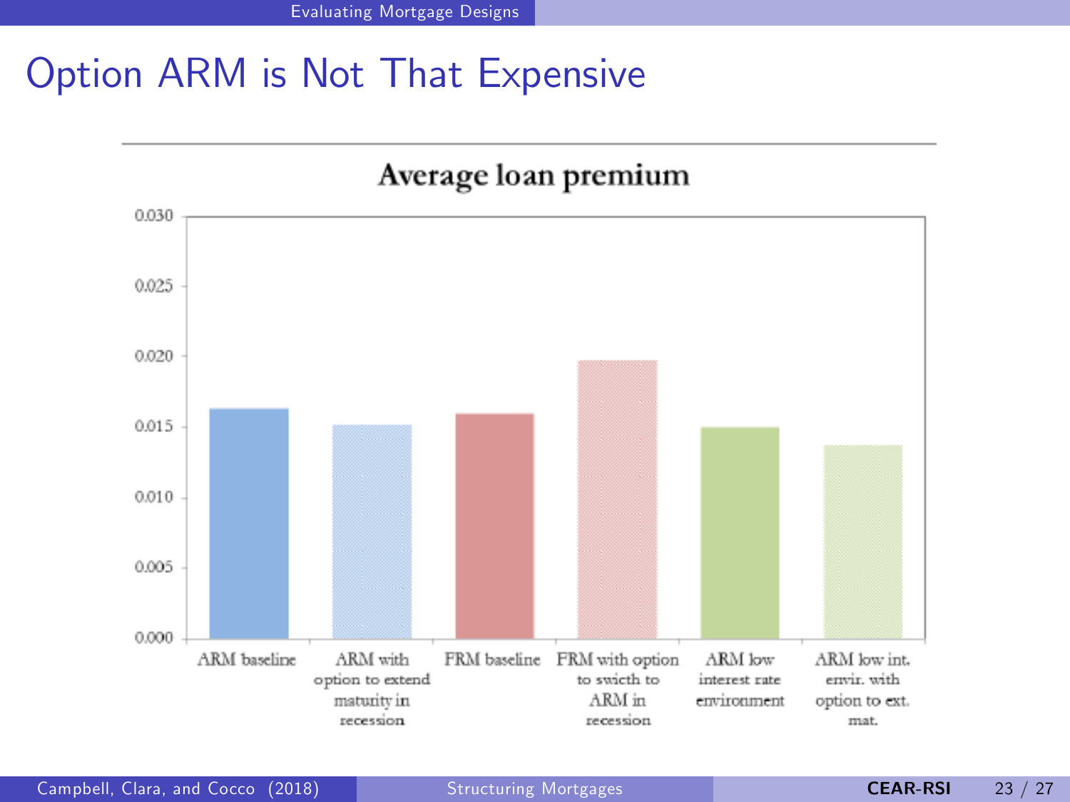# Option ARM is Not That Expensive

**Average loan premium**

0.030

0.025

0.020

0.015

0.010

0.005

0.000

ARM baseline | ARM with option to extend maturity in recession | FRM baseline | FRM with option to swicth to ARM in recession | ARM low interest rate environment | ARM low int. envir. with option to ext. mat.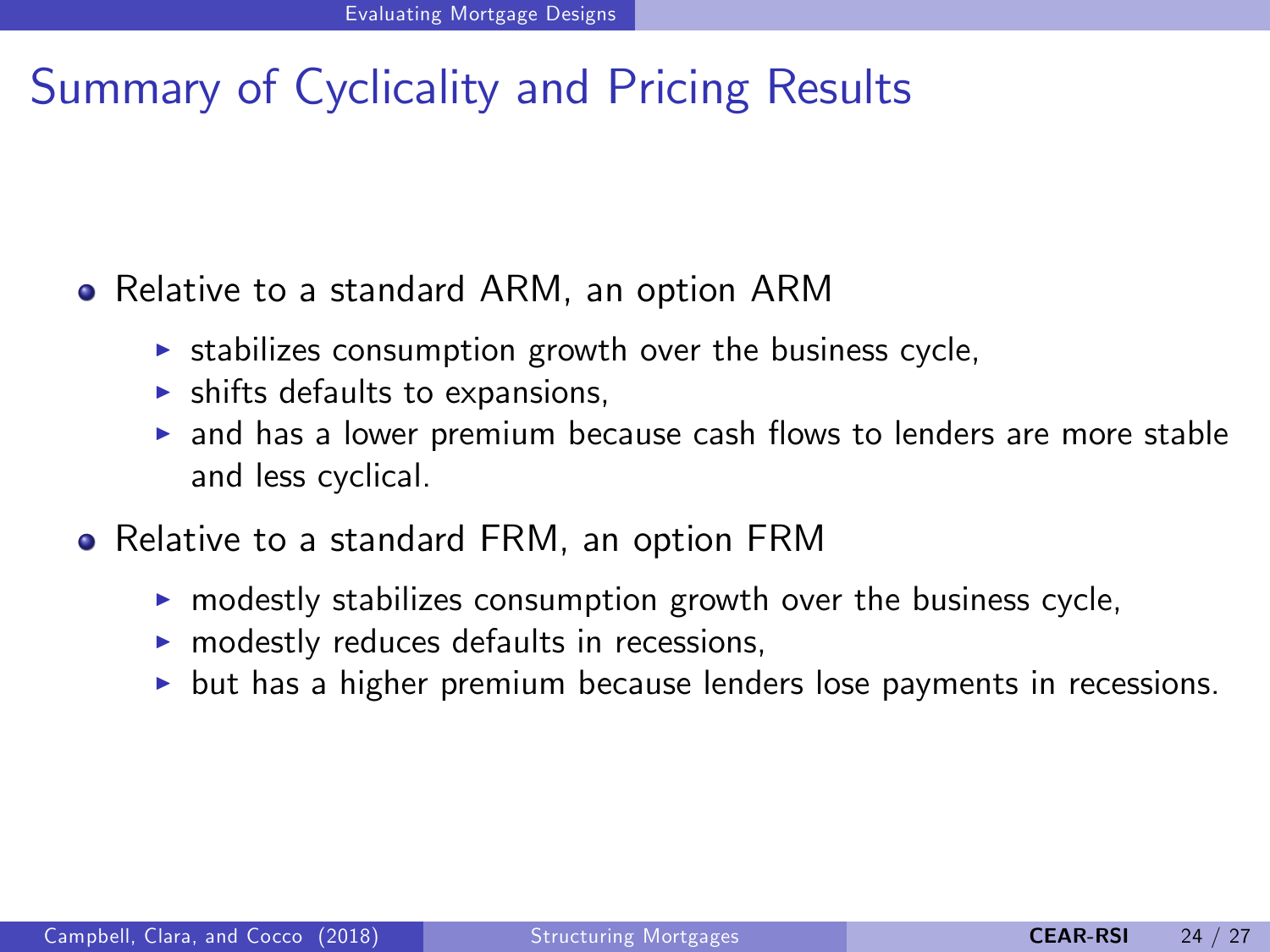# Summary of Cyclicality and Pricing Results

- Relative to a standard ARM, an option ARM
  - stabilizes consumption growth over the business cycle,
  - shifts defaults to expansions,
  - and has a lower premium because cash flows to lenders are more stable and less cyclical.
- Relative to a standard FRM, an option FRM
  - modestly stabilizes consumption growth over the business cycle,
  - modestly reduces defaults in recessions,
  - but has a higher premium because lenders lose payments in recessions.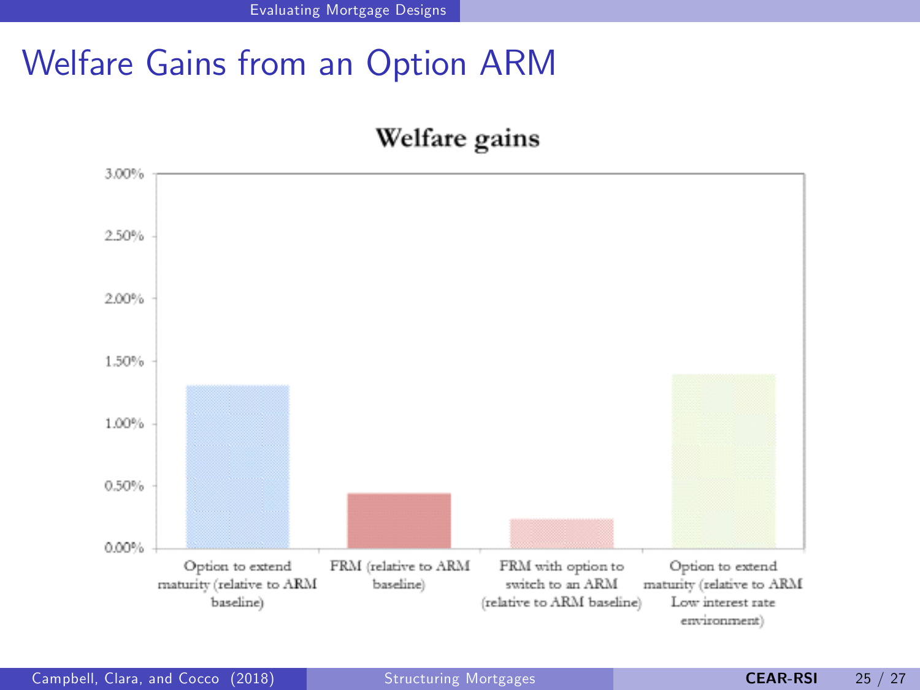# Welfare Gains from an Option ARM

**Welfare gains**

| | Welfare gains |
|---|---|
| Option to extend maturity (relative to ARM baseline) | ~1.30% |
| FRM (relative to ARM baseline) | ~0.45% |
| FRM with option to switch to an ARM (relative to ARM baseline) | ~0.24% |
| Option to extend maturity (relative to ARM Low interest rate environment) | ~1.40% |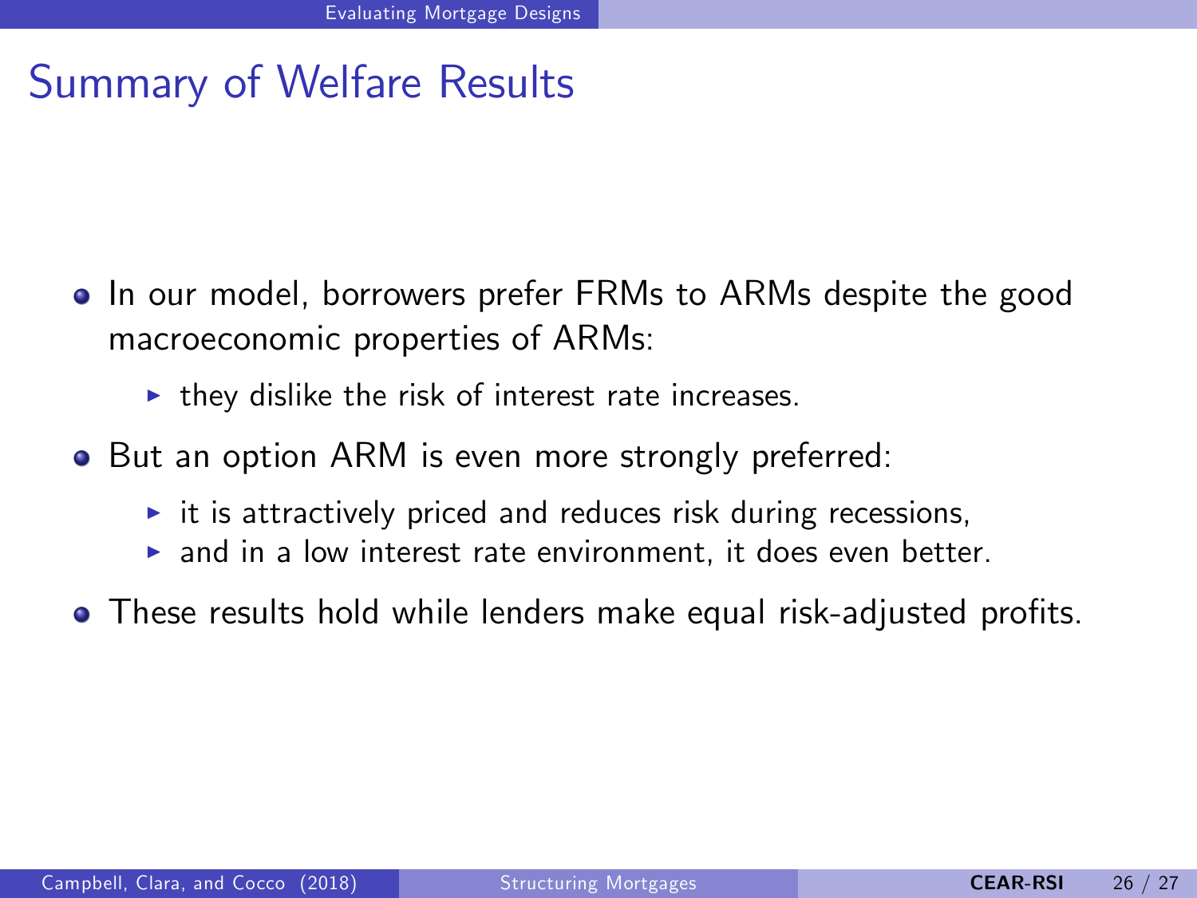# Summary of Welfare Results

- In our model, borrowers prefer FRMs to ARMs despite the good macroeconomic properties of ARMs:
  - they dislike the risk of interest rate increases.
- But an option ARM is even more strongly preferred:
  - it is attractively priced and reduces risk during recessions,
  - and in a low interest rate environment, it does even better.
- These results hold while lenders make equal risk-adjusted profits.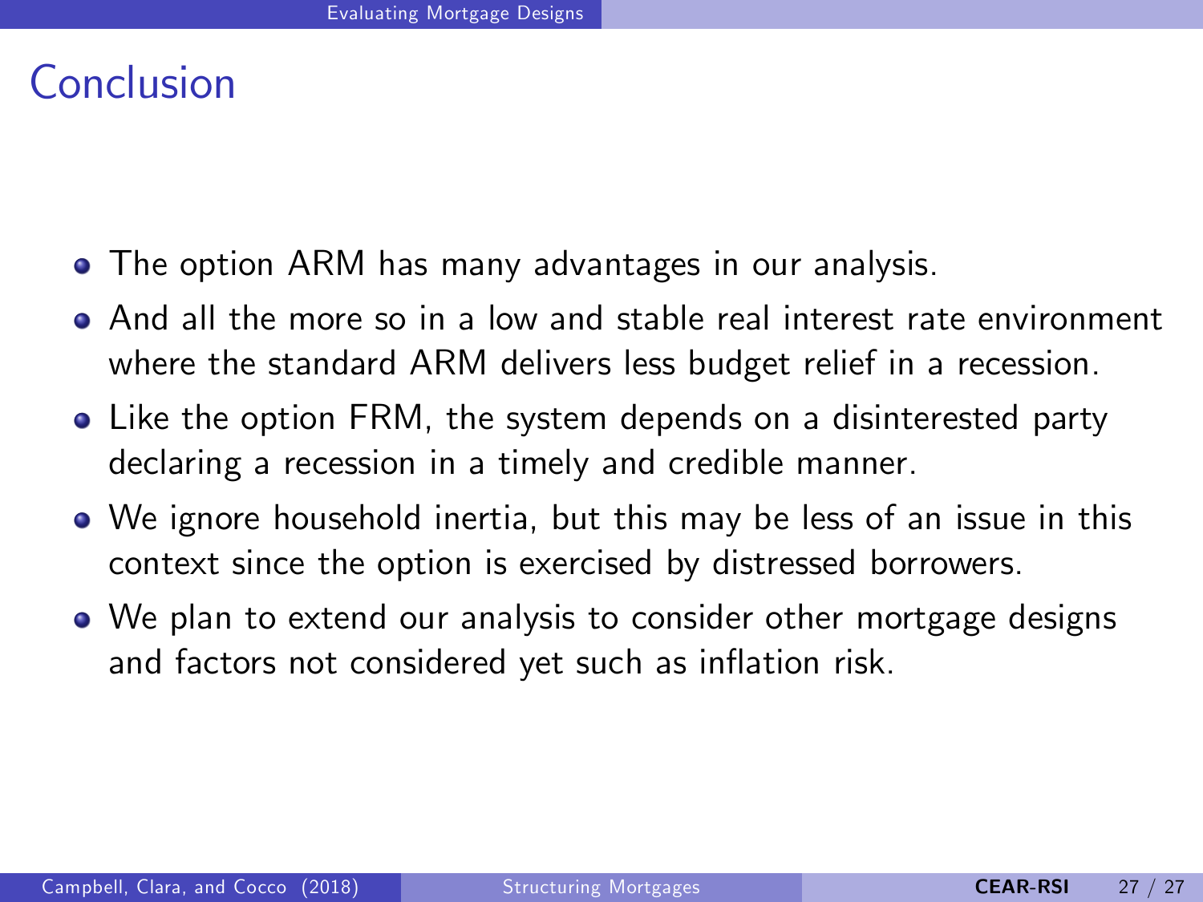# Conclusion

- The option ARM has many advantages in our analysis.
- And all the more so in a low and stable real interest rate environment where the standard ARM delivers less budget relief in a recession.
- Like the option FRM, the system depends on a disinterested party declaring a recession in a timely and credible manner.
- We ignore household inertia, but this may be less of an issue in this context since the option is exercised by distressed borrowers.
- We plan to extend our analysis to consider other mortgage designs and factors not considered yet such as inflation risk.